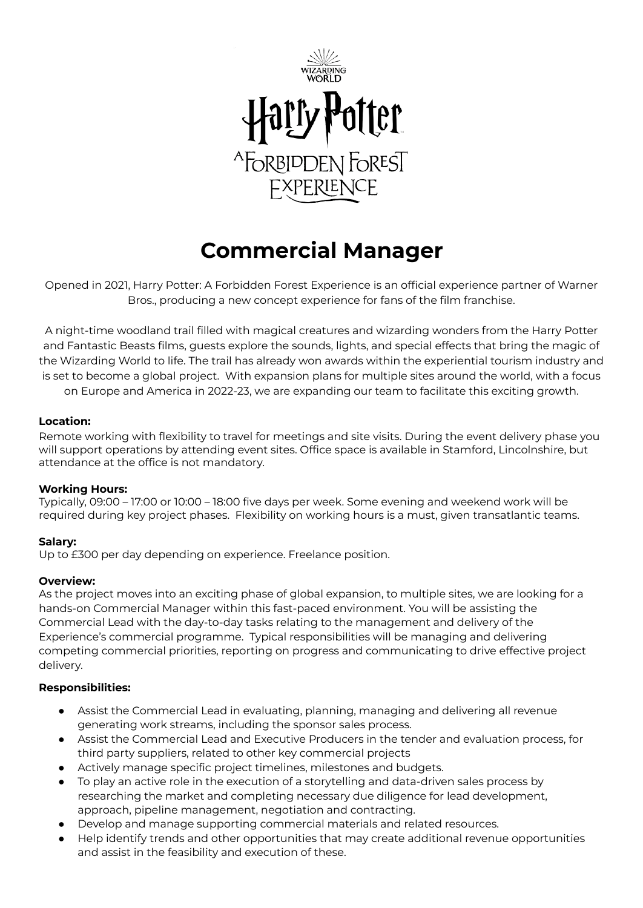WIZARDING WORLD

Harry Potter

A FORBIDDEN FOREST EXPERIENCE

# Commercial Manager

Opened in 2021, Harry Potter: A Forbidden Forest Experience is an official experience partner of Warner Bros., producing a new concept experience for fans of the film franchise.

A night-time woodland trail filled with magical creatures and wizarding wonders from the Harry Potter and Fantastic Beasts films, guests explore the sounds, lights, and special effects that bring the magic of the Wizarding World to life. The trail has already won awards within the experiential tourism industry and is set to become a global project. With expansion plans for multiple sites around the world, with a focus on Europe and America in 2022-23, we are expanding our team to facilitate this exciting growth.

**Location:**
Remote working with flexibility to travel for meetings and site visits. During the event delivery phase you will support operations by attending event sites. Office space is available in Stamford, Lincolnshire, but attendance at the office is not mandatory.

**Working Hours:**
Typically, 09:00 – 17:00 or 10:00 – 18:00 five days per week. Some evening and weekend work will be required during key project phases. Flexibility on working hours is a must, given transatlantic teams.

**Salary:**
Up to £300 per day depending on experience. Freelance position.

**Overview:**
As the project moves into an exciting phase of global expansion, to multiple sites, we are looking for a hands-on Commercial Manager within this fast-paced environment. You will be assisting the Commercial Lead with the day-to-day tasks relating to the management and delivery of the Experience's commercial programme. Typical responsibilities will be managing and delivering competing commercial priorities, reporting on progress and communicating to drive effective project delivery.

**Responsibilities:**

- Assist the Commercial Lead in evaluating, planning, managing and delivering all revenue generating work streams, including the sponsor sales process.
- Assist the Commercial Lead and Executive Producers in the tender and evaluation process, for third party suppliers, related to other key commercial projects
- Actively manage specific project timelines, milestones and budgets.
- To play an active role in the execution of a storytelling and data-driven sales process by researching the market and completing necessary due diligence for lead development, approach, pipeline management, negotiation and contracting.
- Develop and manage supporting commercial materials and related resources.
- Help identify trends and other opportunities that may create additional revenue opportunities and assist in the feasibility and execution of these.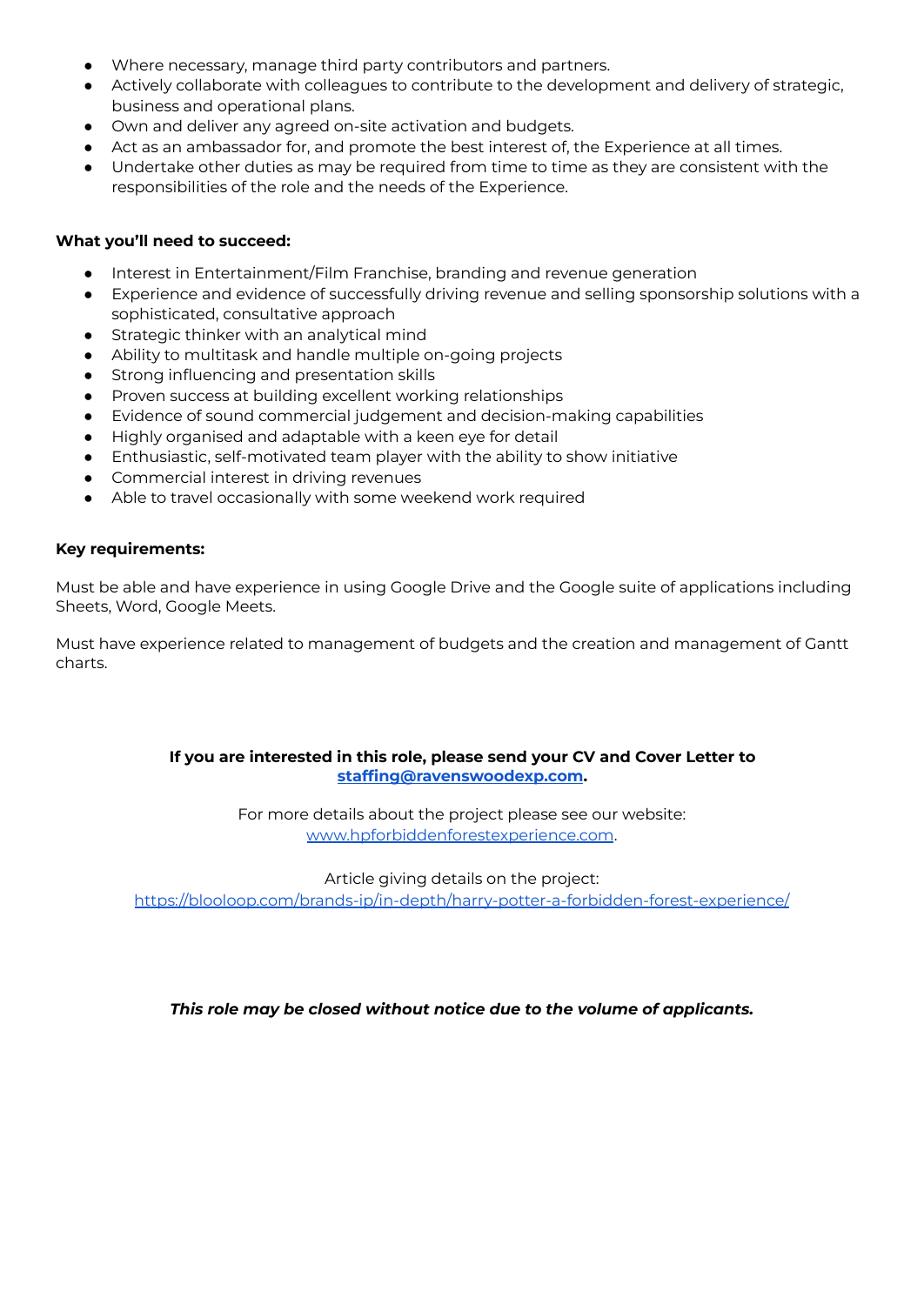- Where necessary, manage third party contributors and partners.
- Actively collaborate with colleagues to contribute to the development and delivery of strategic, business and operational plans.
- Own and deliver any agreed on-site activation and budgets.
- Act as an ambassador for, and promote the best interest of, the Experience at all times.
- Undertake other duties as may be required from time to time as they are consistent with the responsibilities of the role and the needs of the Experience.

**What you'll need to succeed:**

- Interest in Entertainment/Film Franchise, branding and revenue generation
- Experience and evidence of successfully driving revenue and selling sponsorship solutions with a sophisticated, consultative approach
- Strategic thinker with an analytical mind
- Ability to multitask and handle multiple on-going projects
- Strong influencing and presentation skills
- Proven success at building excellent working relationships
- Evidence of sound commercial judgement and decision-making capabilities
- Highly organised and adaptable with a keen eye for detail
- Enthusiastic, self-motivated team player with the ability to show initiative
- Commercial interest in driving revenues
- Able to travel occasionally with some weekend work required

**Key requirements:**

Must be able and have experience in using Google Drive and the Google suite of applications including Sheets, Word, Google Meets.

Must have experience related to management of budgets and the creation and management of Gantt charts.

**If you are interested in this role, please send your CV and Cover Letter to [staffing@ravenswoodexp.com](mailto:staffing@ravenswoodexp.com).**

For more details about the project please see our website: [www.hpforbiddenforestexperience.com](http://www.hpforbiddenforestexperience.com).

Article giving details on the project:
[https://blooloop.com/brands-ip/in-depth/harry-potter-a-forbidden-forest-experience/](https://blooloop.com/brands-ip/in-depth/harry-potter-a-forbidden-forest-experience/)

***This role may be closed without notice due to the volume of applicants.***